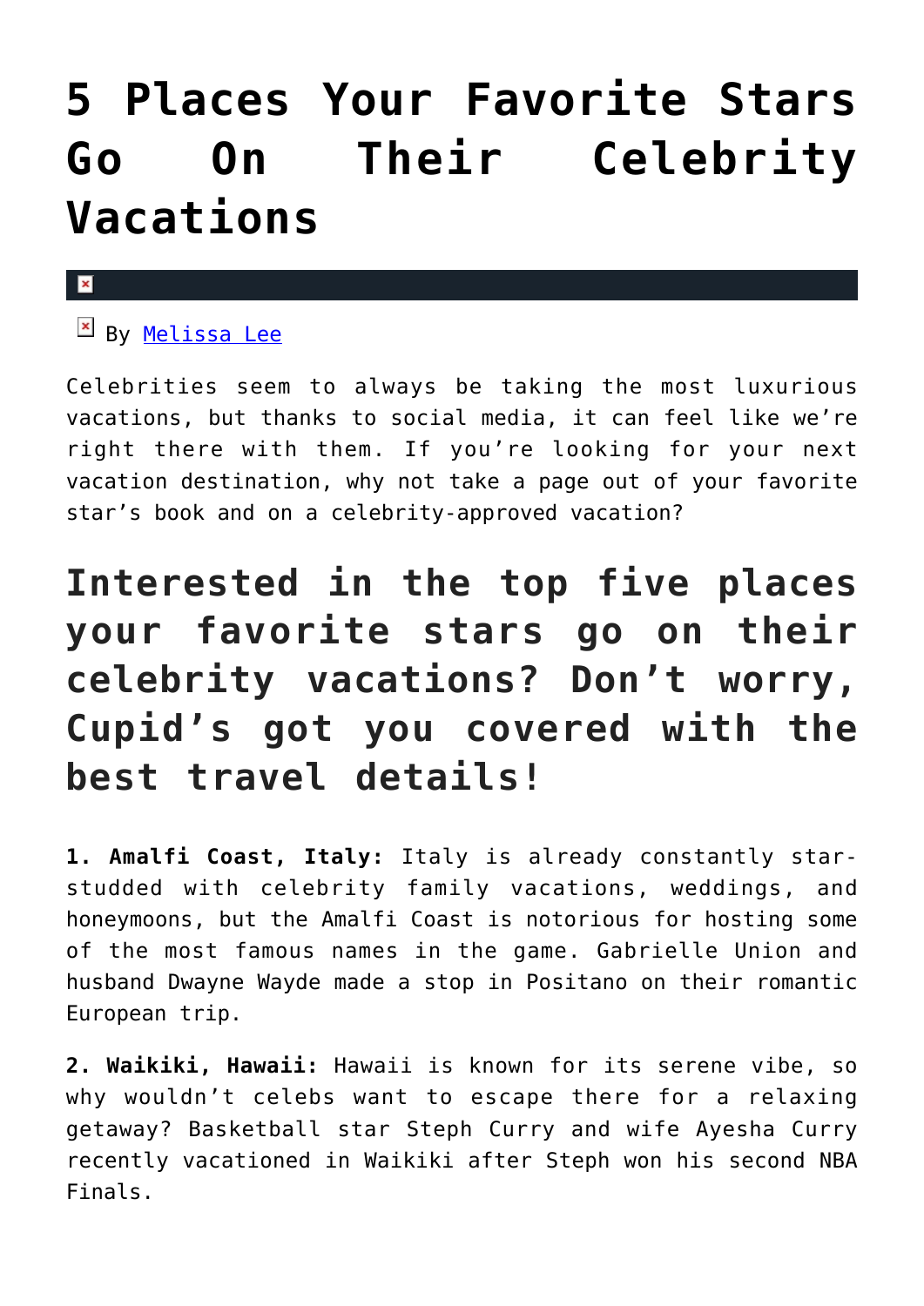# 5 Places Your Favorite Stars Go On Their Celebrity Vacations

By Melissa Lee

Celebrities seem to always be taking the most luxurious vacations, but thanks to social media, it can feel like we're right there with them. If you're looking for your next vacation destination, why not take a page out of your favorite star's book and on a celebrity-approved vacation?

## Interested in the top five places your favorite stars go on their celebrity vacations? Don't worry, Cupid's got you covered with the best travel details!

**1. Amalfi Coast, Italy:** Italy is already constantly star-studded with celebrity family vacations, weddings, and honeymoons, but the Amalfi Coast is notorious for hosting some of the most famous names in the game. Gabrielle Union and husband Dwayne Wayde made a stop in Positano on their romantic European trip.

**2. Waikiki, Hawaii:** Hawaii is known for its serene vibe, so why wouldn't celebs want to escape there for a relaxing getaway? Basketball star Steph Curry and wife Ayesha Curry recently vacationed in Waikiki after Steph won his second NBA Finals.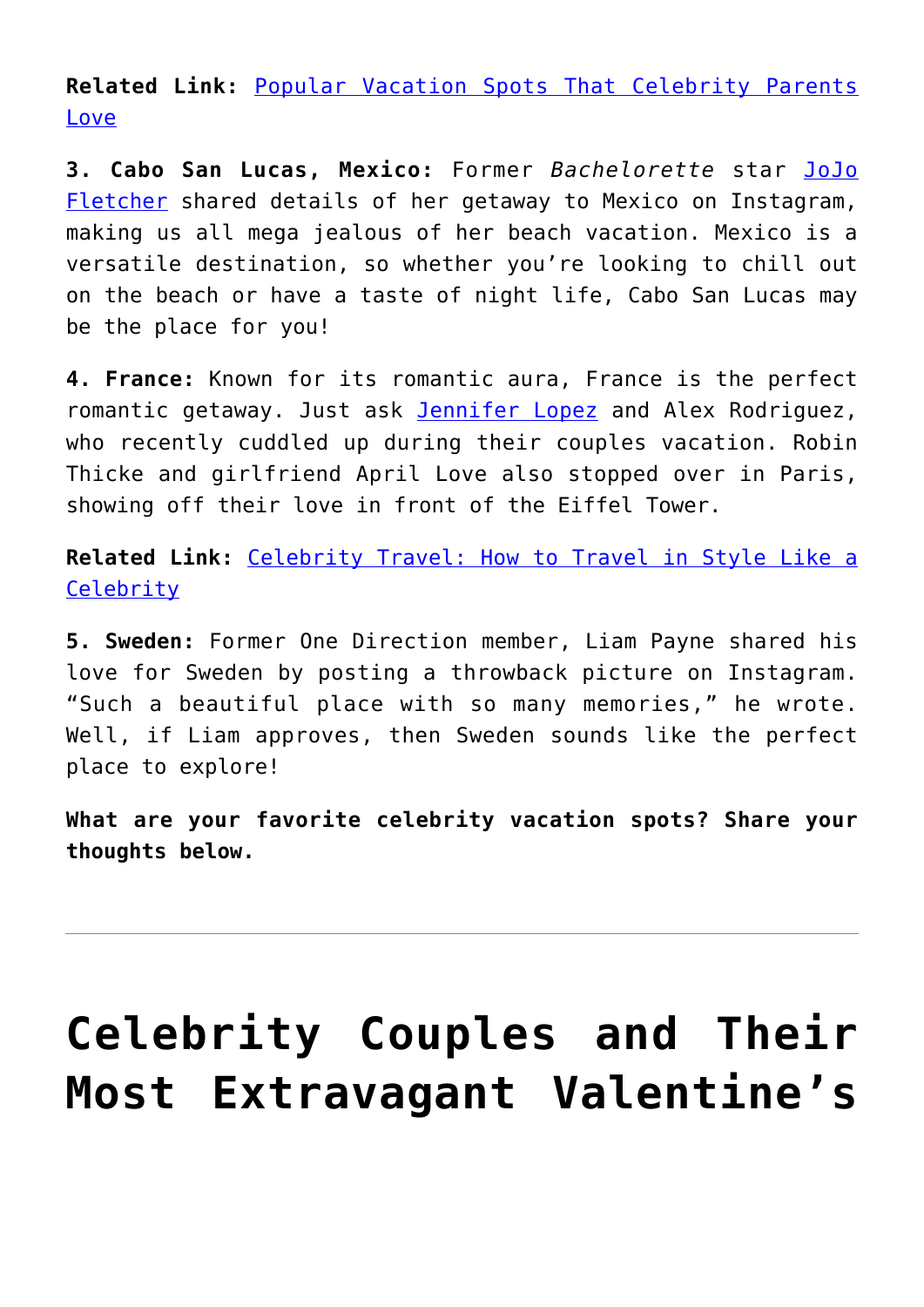**Related Link:** Popular Vacation Spots That Celebrity Parents Love

**3. Cabo San Lucas, Mexico:** Former *Bachelorette* star JoJo Fletcher shared details of her getaway to Mexico on Instagram, making us all mega jealous of her beach vacation. Mexico is a versatile destination, so whether you're looking to chill out on the beach or have a taste of night life, Cabo San Lucas may be the place for you!

**4. France:** Known for its romantic aura, France is the perfect romantic getaway. Just ask Jennifer Lopez and Alex Rodriguez, who recently cuddled up during their couples vacation. Robin Thicke and girlfriend April Love also stopped over in Paris, showing off their love in front of the Eiffel Tower.

**Related Link:** Celebrity Travel: How to Travel in Style Like a Celebrity

**5. Sweden:** Former One Direction member, Liam Payne shared his love for Sweden by posting a throwback picture on Instagram. "Such a beautiful place with so many memories," he wrote. Well, if Liam approves, then Sweden sounds like the perfect place to explore!

**What are your favorite celebrity vacation spots? Share your thoughts below.**

---

# Celebrity Couples and Their Most Extravagant Valentine's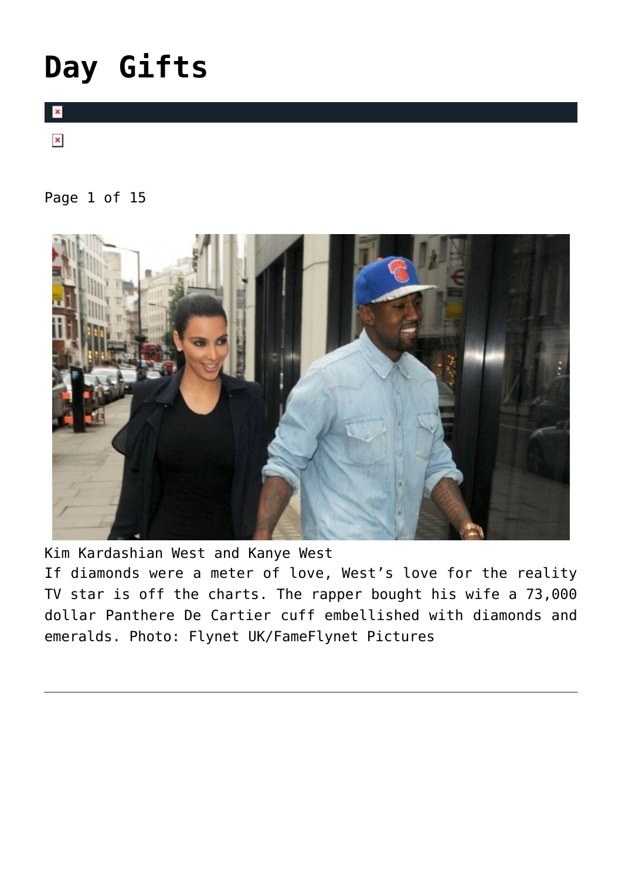# Day Gifts

Page 1 of 15

Kim Kardashian West and Kanye West
If diamonds were a meter of love, West's love for the reality TV star is off the charts. The rapper bought his wife a 73,000 dollar Panthere De Cartier cuff embellished with diamonds and emeralds. Photo: Flynet UK/FameFlynet Pictures

---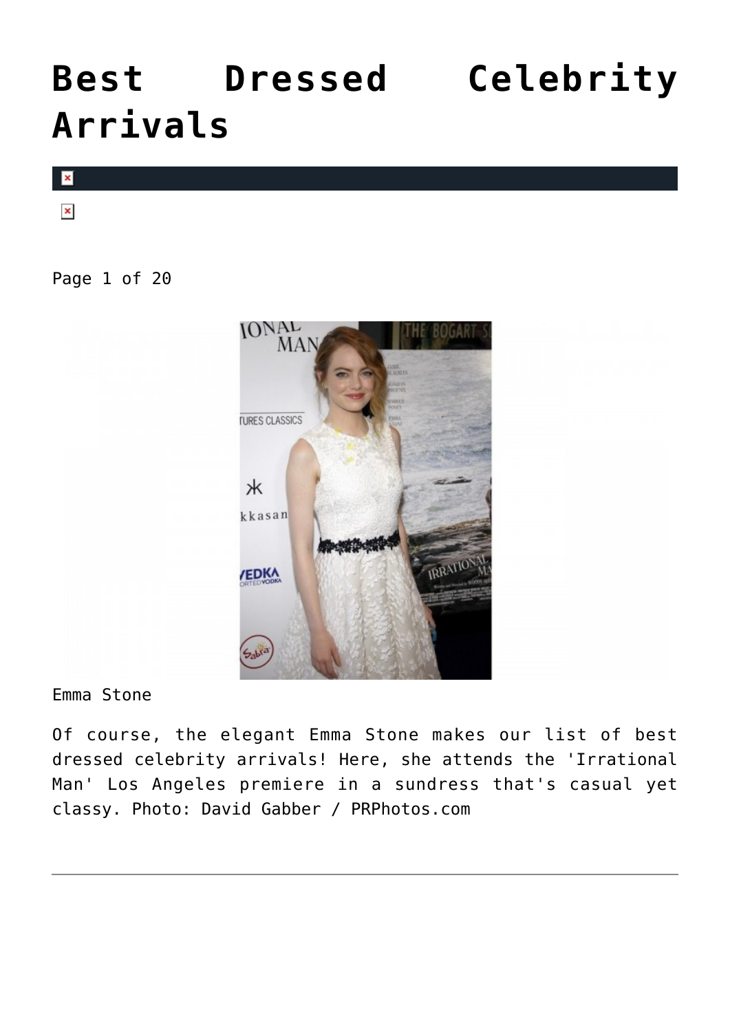# Best Dressed Celebrity Arrivals

Page 1 of 20

Emma Stone

Of course, the elegant Emma Stone makes our list of best dressed celebrity arrivals! Here, she attends the 'Irrational Man' Los Angeles premiere in a sundress that's casual yet classy. Photo: David Gabber / PRPhotos.com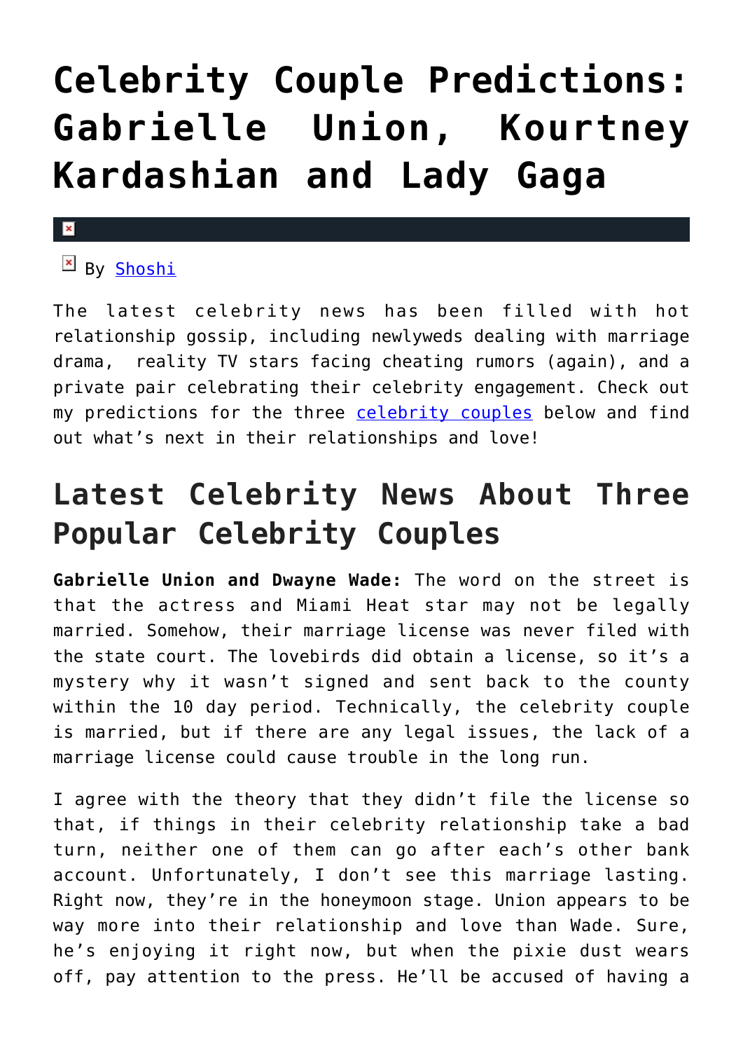# Celebrity Couple Predictions: Gabrielle Union, Kourtney Kardashian and Lady Gaga

By Shoshi

The latest celebrity news has been filled with hot relationship gossip, including newlyweds dealing with marriage drama, reality TV stars facing cheating rumors (again), and a private pair celebrating their celebrity engagement. Check out my predictions for the three celebrity couples below and find out what's next in their relationships and love!

## Latest Celebrity News About Three Popular Celebrity Couples

**Gabrielle Union and Dwayne Wade:** The word on the street is that the actress and Miami Heat star may not be legally married. Somehow, their marriage license was never filed with the state court. The lovebirds did obtain a license, so it's a mystery why it wasn't signed and sent back to the county within the 10 day period. Technically, the celebrity couple is married, but if there are any legal issues, the lack of a marriage license could cause trouble in the long run.

I agree with the theory that they didn't file the license so that, if things in their celebrity relationship take a bad turn, neither one of them can go after each's other bank account. Unfortunately, I don't see this marriage lasting. Right now, they're in the honeymoon stage. Union appears to be way more into their relationship and love than Wade. Sure, he's enjoying it right now, but when the pixie dust wears off, pay attention to the press. He'll be accused of having a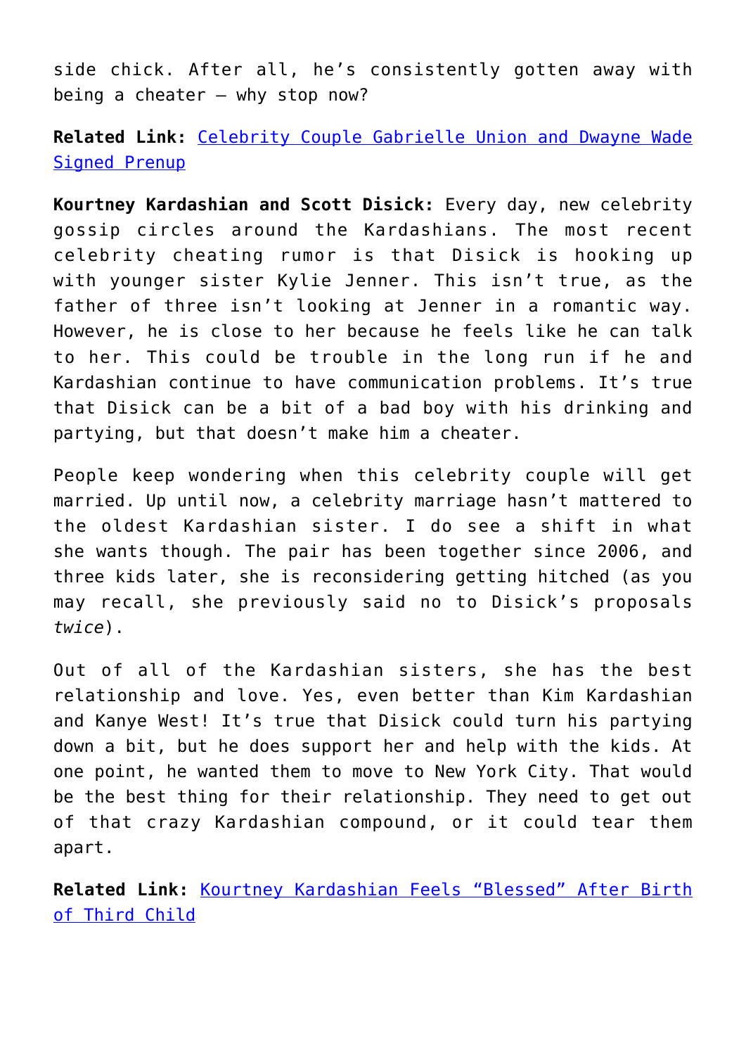side chick. After all, he's consistently gotten away with being a cheater – why stop now?

**Related Link:** [Celebrity Couple Gabrielle Union and Dwayne Wade Signed Prenup]()

**Kourtney Kardashian and Scott Disick:** Every day, new celebrity gossip circles around the Kardashians. The most recent celebrity cheating rumor is that Disick is hooking up with younger sister Kylie Jenner. This isn't true, as the father of three isn't looking at Jenner in a romantic way. However, he is close to her because he feels like he can talk to her. This could be trouble in the long run if he and Kardashian continue to have communication problems. It's true that Disick can be a bit of a bad boy with his drinking and partying, but that doesn't make him a cheater.

People keep wondering when this celebrity couple will get married. Up until now, a celebrity marriage hasn't mattered to the oldest Kardashian sister. I do see a shift in what she wants though. The pair has been together since 2006, and three kids later, she is reconsidering getting hitched (as you may recall, she previously said no to Disick's proposals *twice*).

Out of all of the Kardashian sisters, she has the best relationship and love. Yes, even better than Kim Kardashian and Kanye West! It's true that Disick could turn his partying down a bit, but he does support her and help with the kids. At one point, he wanted them to move to New York City. That would be the best thing for their relationship. They need to get out of that crazy Kardashian compound, or it could tear them apart.

**Related Link:** [Kourtney Kardashian Feels "Blessed" After Birth of Third Child]()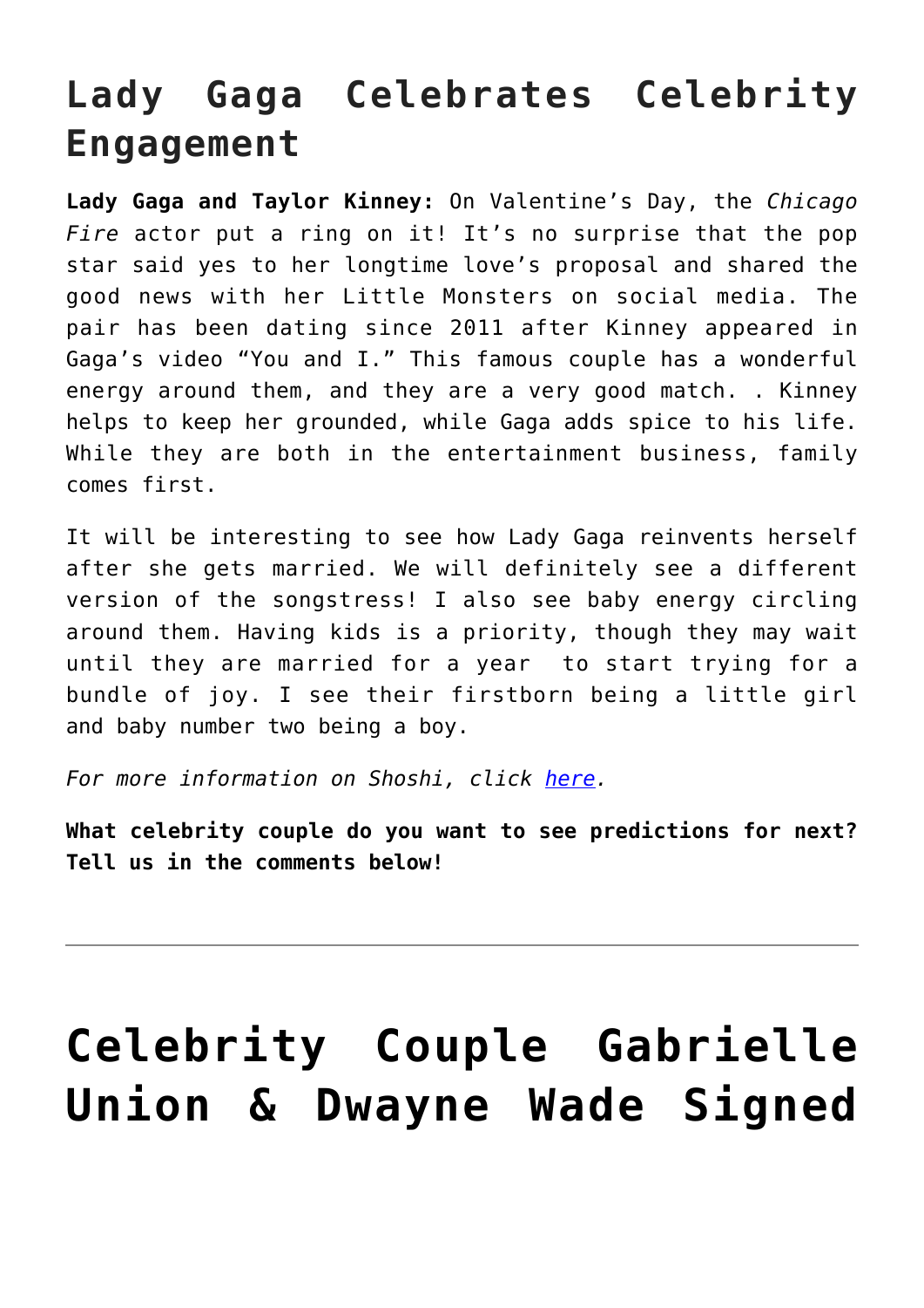# Lady Gaga Celebrates Celebrity Engagement

**Lady Gaga and Taylor Kinney:** On Valentine's Day, the *Chicago Fire* actor put a ring on it! It's no surprise that the pop star said yes to her longtime love's proposal and shared the good news with her Little Monsters on social media. The pair has been dating since 2011 after Kinney appeared in Gaga's video "You and I." This famous couple has a wonderful energy around them, and they are a very good match. . Kinney helps to keep her grounded, while Gaga adds spice to his life. While they are both in the entertainment business, family comes first.

It will be interesting to see how Lady Gaga reinvents herself after she gets married. We will definitely see a different version of the songstress! I also see baby energy circling around them. Having kids is a priority, though they may wait until they are married for a year to start trying for a bundle of joy. I see their firstborn being a little girl and baby number two being a boy.

*For more information on Shoshi, click here.*

**What celebrity couple do you want to see predictions for next? Tell us in the comments below!**

---

# Celebrity Couple Gabrielle Union & Dwayne Wade Signed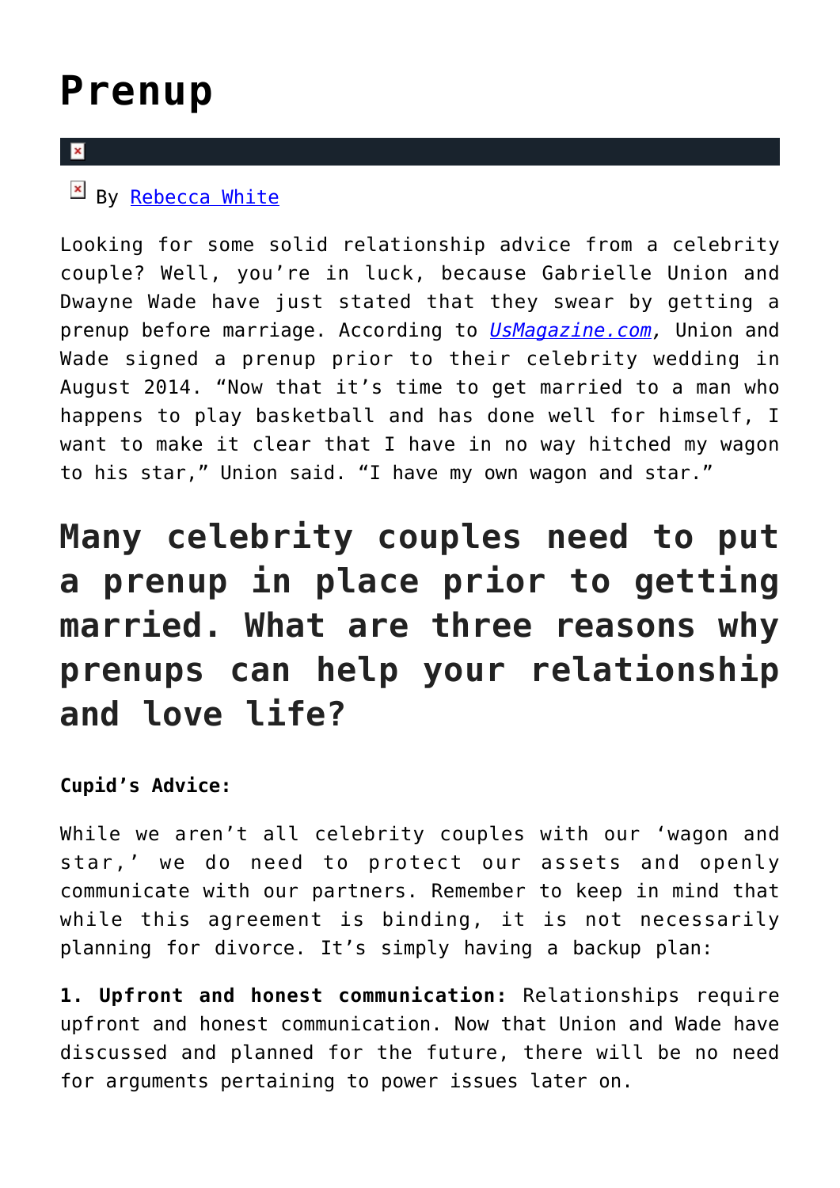# Prenup

By Rebecca White

Looking for some solid relationship advice from a celebrity couple? Well, you're in luck, because Gabrielle Union and Dwayne Wade have just stated that they swear by getting a prenup before marriage. According to *UsMagazine.com*, Union and Wade signed a prenup prior to their celebrity wedding in August 2014. "Now that it's time to get married to a man who happens to play basketball and has done well for himself, I want to make it clear that I have in no way hitched my wagon to his star," Union said. "I have my own wagon and star."

## Many celebrity couples need to put a prenup in place prior to getting married. What are three reasons why prenups can help your relationship and love life?

**Cupid's Advice:**

While we aren't all celebrity couples with our 'wagon and star,' we do need to protect our assets and openly communicate with our partners. Remember to keep in mind that while this agreement is binding, it is not necessarily planning for divorce. It's simply having a backup plan:

**1. Upfront and honest communication:** Relationships require upfront and honest communication. Now that Union and Wade have discussed and planned for the future, there will be no need for arguments pertaining to power issues later on.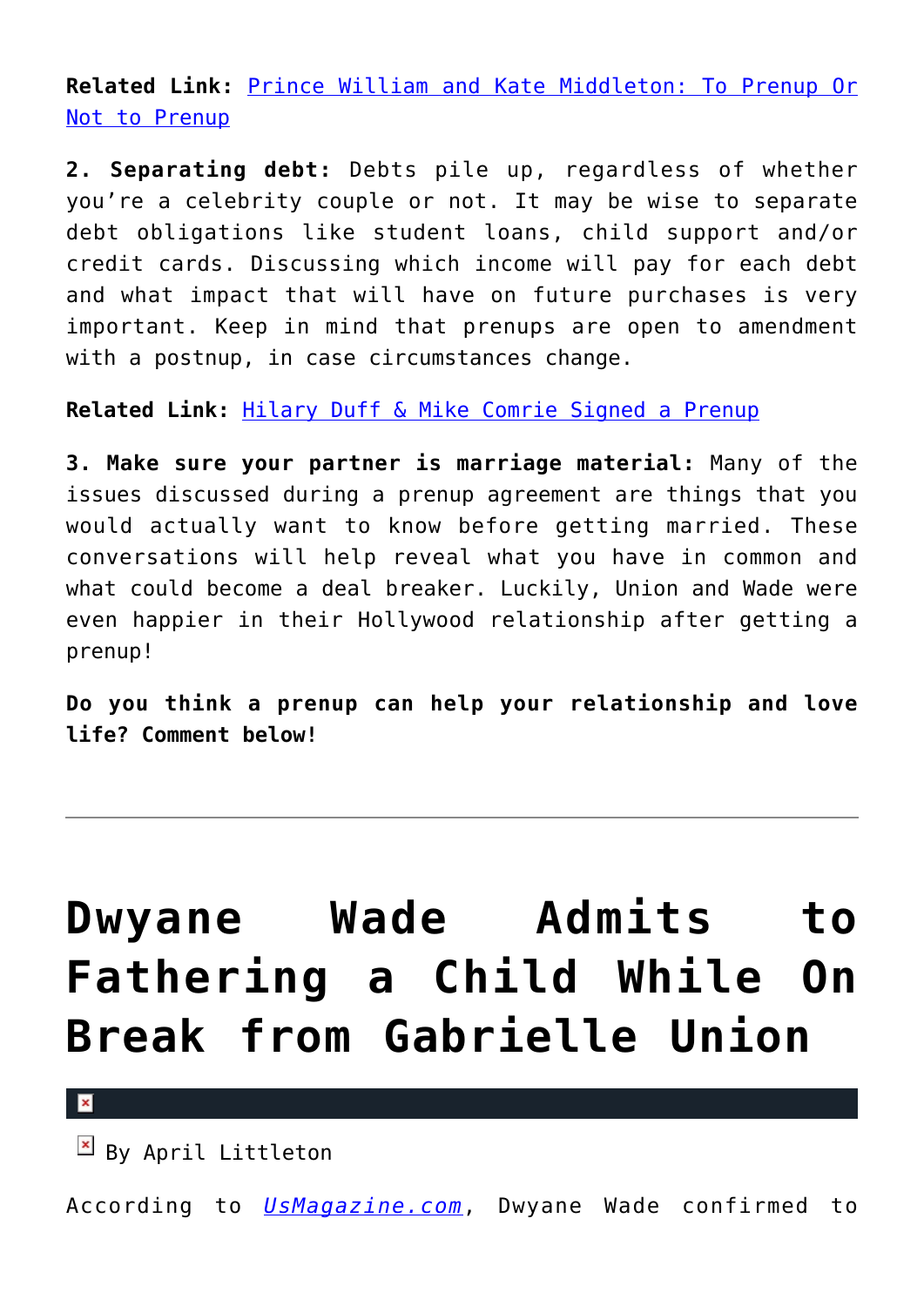**Related Link:** [Prince William and Kate Middleton: To Prenup Or Not to Prenup]()

**2. Separating debt:** Debts pile up, regardless of whether you're a celebrity couple or not. It may be wise to separate debt obligations like student loans, child support and/or credit cards. Discussing which income will pay for each debt and what impact that will have on future purchases is very important. Keep in mind that prenups are open to amendment with a postnup, in case circumstances change.

**Related Link:** [Hilary Duff & Mike Comrie Signed a Prenup]()

**3. Make sure your partner is marriage material:** Many of the issues discussed during a prenup agreement are things that you would actually want to know before getting married. These conversations will help reveal what you have in common and what could become a deal breaker. Luckily, Union and Wade were even happier in their Hollywood relationship after getting a prenup!

**Do you think a prenup can help your relationship and love life? Comment below!**

---

# Dwyane Wade Admits to Fathering a Child While On Break from Gabrielle Union

By April Littleton

According to *[UsMagazine.com]()*, Dwyane Wade confirmed to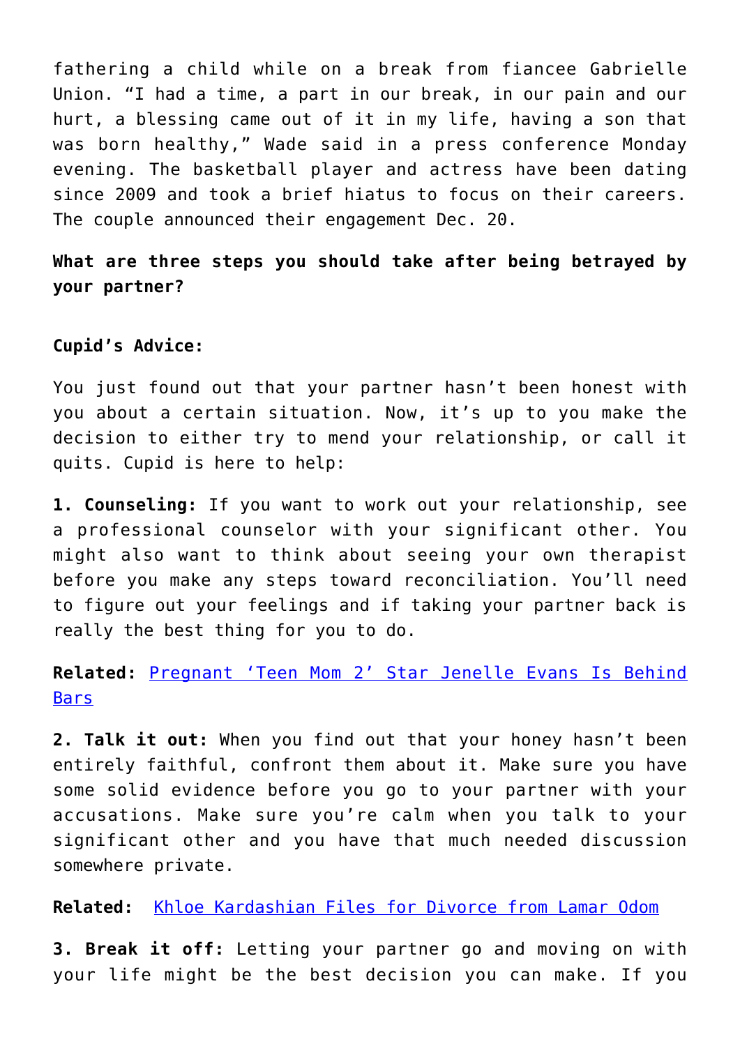fathering a child while on a break from fiancee Gabrielle Union. "I had a time, a part in our break, in our pain and our hurt, a blessing came out of it in my life, having a son that was born healthy," Wade said in a press conference Monday evening. The basketball player and actress have been dating since 2009 and took a brief hiatus to focus on their careers. The couple announced their engagement Dec. 20.

**What are three steps you should take after being betrayed by your partner?**

**Cupid's Advice:**

You just found out that your partner hasn't been honest with you about a certain situation. Now, it's up to you make the decision to either try to mend your relationship, or call it quits. Cupid is here to help:

**1. Counseling:** If you want to work out your relationship, see a professional counselor with your significant other. You might also want to think about seeing your own therapist before you make any steps toward reconciliation. You'll need to figure out your feelings and if taking your partner back is really the best thing for you to do.

**Related:** Pregnant 'Teen Mom 2' Star Jenelle Evans Is Behind Bars

**2. Talk it out:** When you find out that your honey hasn't been entirely faithful, confront them about it. Make sure you have some solid evidence before you go to your partner with your accusations. Make sure you're calm when you talk to your significant other and you have that much needed discussion somewhere private.

**Related:** Khloe Kardashian Files for Divorce from Lamar Odom

**3. Break it off:** Letting your partner go and moving on with your life might be the best decision you can make. If you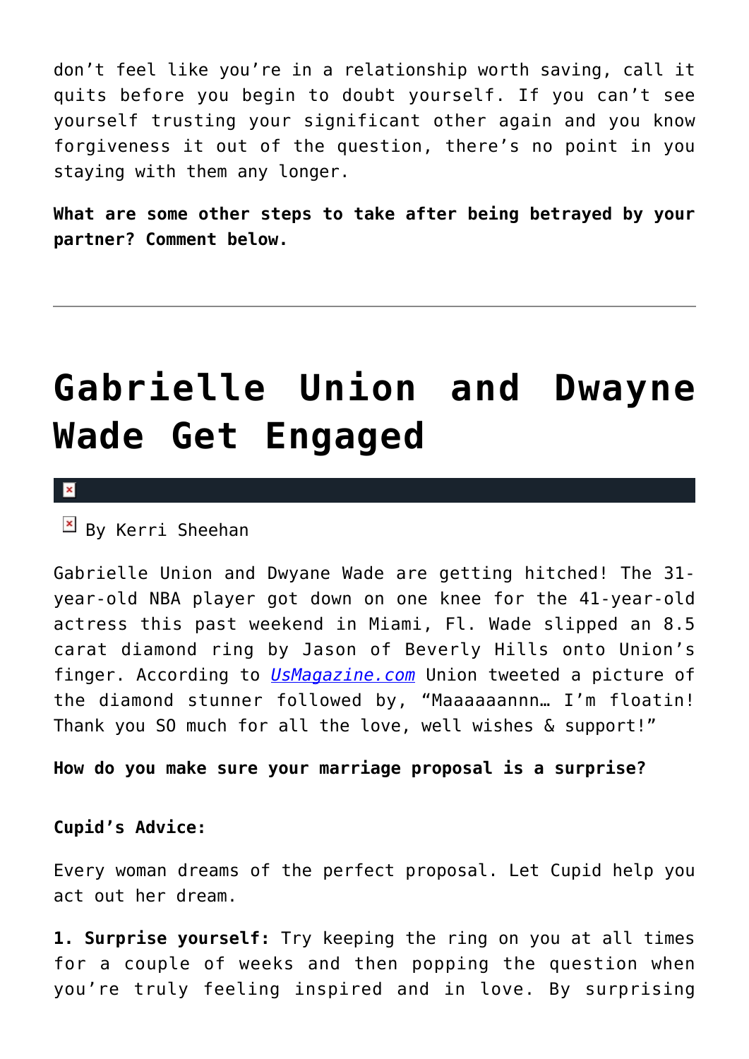don't feel like you're in a relationship worth saving, call it quits before you begin to doubt yourself. If you can't see yourself trusting your significant other again and you know forgiveness it out of the question, there's no point in you staying with them any longer.

**What are some other steps to take after being betrayed by your partner? Comment below.**

---

# Gabrielle Union and Dwayne Wade Get Engaged

By Kerri Sheehan

Gabrielle Union and Dwyane Wade are getting hitched! The 31-year-old NBA player got down on one knee for the 41-year-old actress this past weekend in Miami, Fl. Wade slipped an 8.5 carat diamond ring by Jason of Beverly Hills onto Union's finger. According to *UsMagazine.com* Union tweeted a picture of the diamond stunner followed by, "Maaaaaannn… I'm floatin! Thank you SO much for all the love, well wishes & support!"

**How do you make sure your marriage proposal is a surprise?**

**Cupid's Advice:**

Every woman dreams of the perfect proposal. Let Cupid help you act out her dream.

**1. Surprise yourself:** Try keeping the ring on you at all times for a couple of weeks and then popping the question when you're truly feeling inspired and in love. By surprising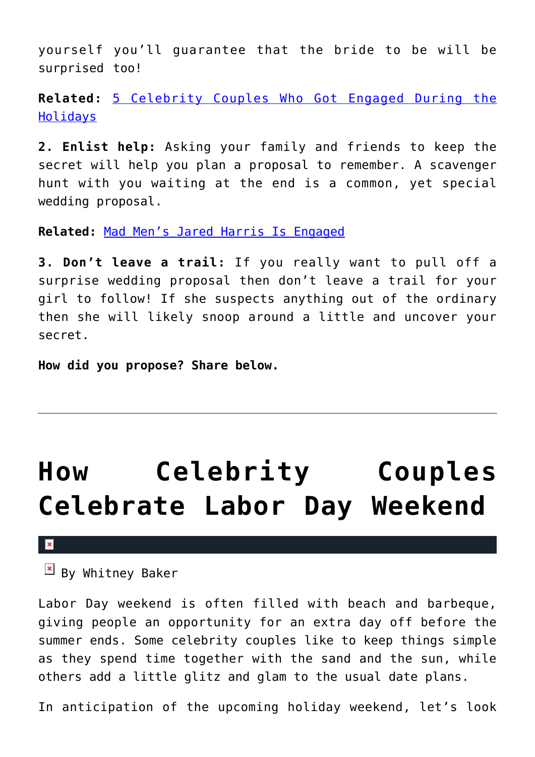yourself you'll guarantee that the bride to be will be surprised too!

**Related:** [5 Celebrity Couples Who Got Engaged During the Holidays]()

**2. Enlist help:** Asking your family and friends to keep the secret will help you plan a proposal to remember. A scavenger hunt with you waiting at the end is a common, yet special wedding proposal.

**Related:** [Mad Men's Jared Harris Is Engaged]()

**3. Don't leave a trail:** If you really want to pull off a surprise wedding proposal then don't leave a trail for your girl to follow! If she suspects anything out of the ordinary then she will likely snoop around a little and uncover your secret.

**How did you propose? Share below.**

---

# How Celebrity Couples Celebrate Labor Day Weekend

By Whitney Baker

Labor Day weekend is often filled with beach and barbeque, giving people an opportunity for an extra day off before the summer ends. Some celebrity couples like to keep things simple as they spend time together with the sand and the sun, while others add a little glitz and glam to the usual date plans.

In anticipation of the upcoming holiday weekend, let's look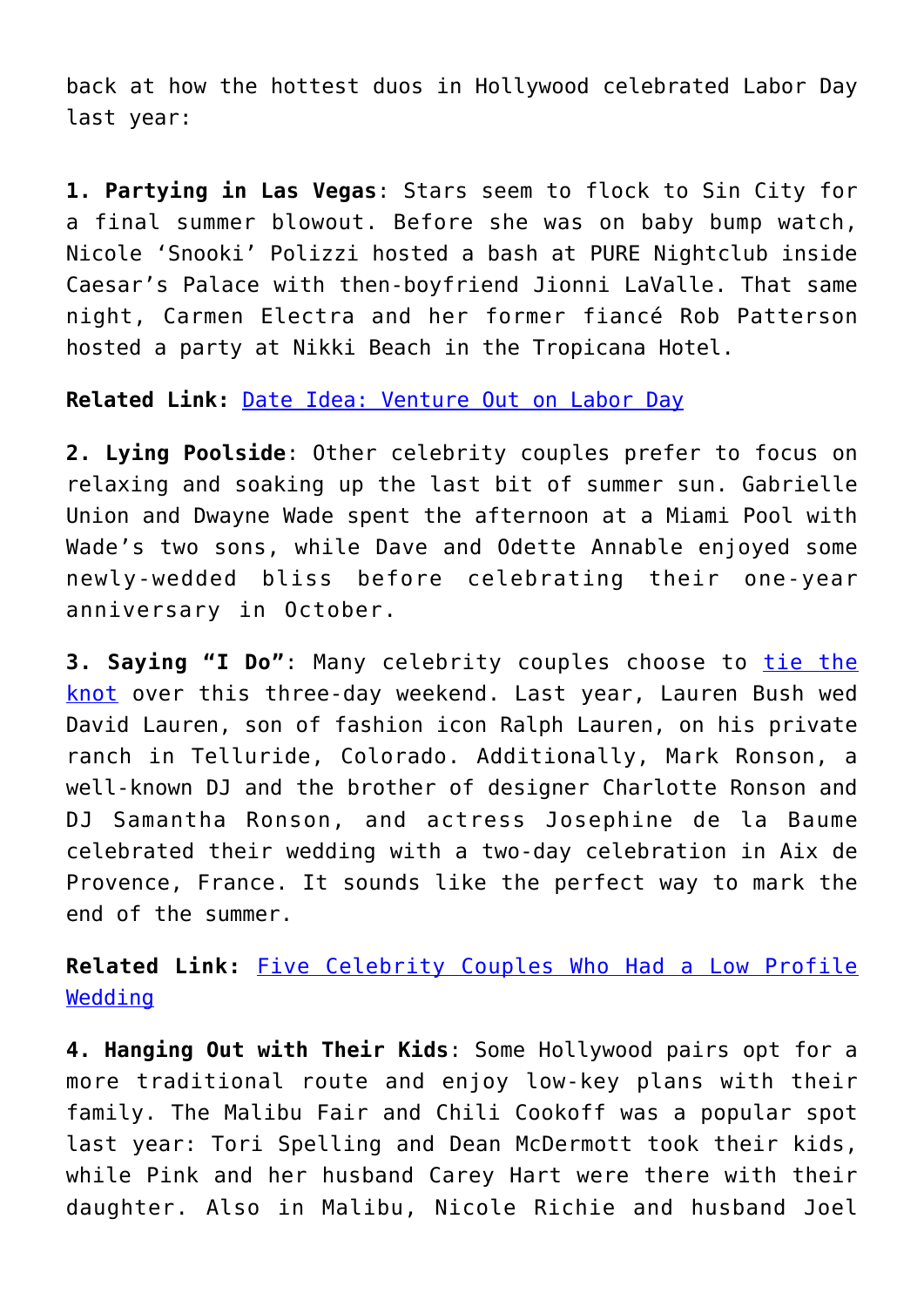back at how the hottest duos in Hollywood celebrated Labor Day last year:

**1. Partying in Las Vegas**: Stars seem to flock to Sin City for a final summer blowout. Before she was on baby bump watch, Nicole 'Snooki' Polizzi hosted a bash at PURE Nightclub inside Caesar's Palace with then-boyfriend Jionni LaValle. That same night, Carmen Electra and her former fiancé Rob Patterson hosted a party at Nikki Beach in the Tropicana Hotel.

**Related Link:** [Date Idea: Venture Out on Labor Day]()

**2. Lying Poolside**: Other celebrity couples prefer to focus on relaxing and soaking up the last bit of summer sun. Gabrielle Union and Dwayne Wade spent the afternoon at a Miami Pool with Wade's two sons, while Dave and Odette Annable enjoyed some newly-wedded bliss before celebrating their one-year anniversary in October.

**3. Saying "I Do"**: Many celebrity couples choose to [tie the knot]() over this three-day weekend. Last year, Lauren Bush wed David Lauren, son of fashion icon Ralph Lauren, on his private ranch in Telluride, Colorado. Additionally, Mark Ronson, a well-known DJ and the brother of designer Charlotte Ronson and DJ Samantha Ronson, and actress Josephine de la Baume celebrated their wedding with a two-day celebration in Aix de Provence, France. It sounds like the perfect way to mark the end of the summer.

**Related Link:** [Five Celebrity Couples Who Had a Low Profile Wedding]()

**4. Hanging Out with Their Kids**: Some Hollywood pairs opt for a more traditional route and enjoy low-key plans with their family. The Malibu Fair and Chili Cookoff was a popular spot last year: Tori Spelling and Dean McDermott took their kids, while Pink and her husband Carey Hart were there with their daughter. Also in Malibu, Nicole Richie and husband Joel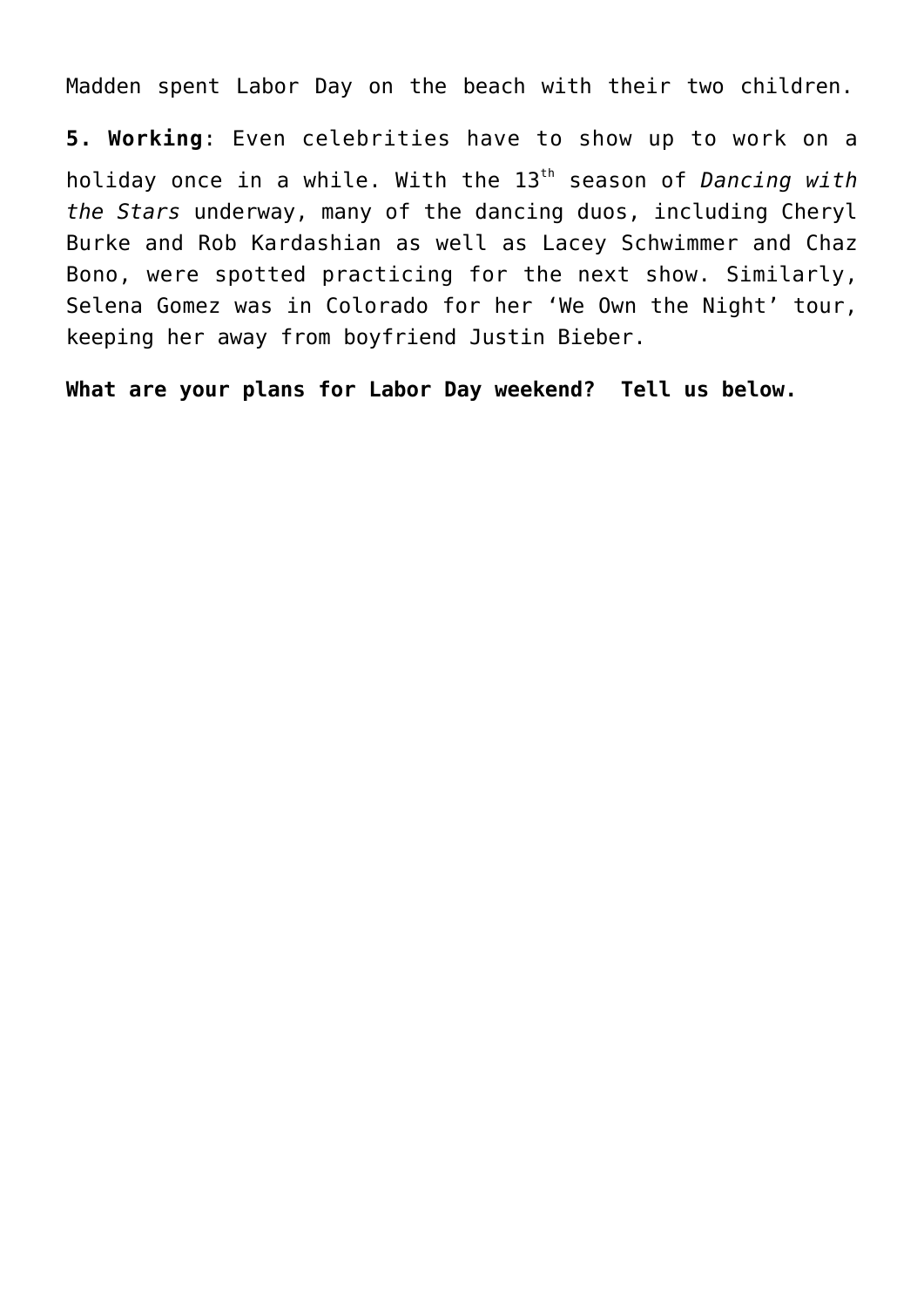Madden spent Labor Day on the beach with their two children.

**5. Working**: Even celebrities have to show up to work on a holiday once in a while. With the 13th season of *Dancing with the Stars* underway, many of the dancing duos, including Cheryl Burke and Rob Kardashian as well as Lacey Schwimmer and Chaz Bono, were spotted practicing for the next show. Similarly, Selena Gomez was in Colorado for her 'We Own the Night' tour, keeping her away from boyfriend Justin Bieber.

**What are your plans for Labor Day weekend? Tell us below.**